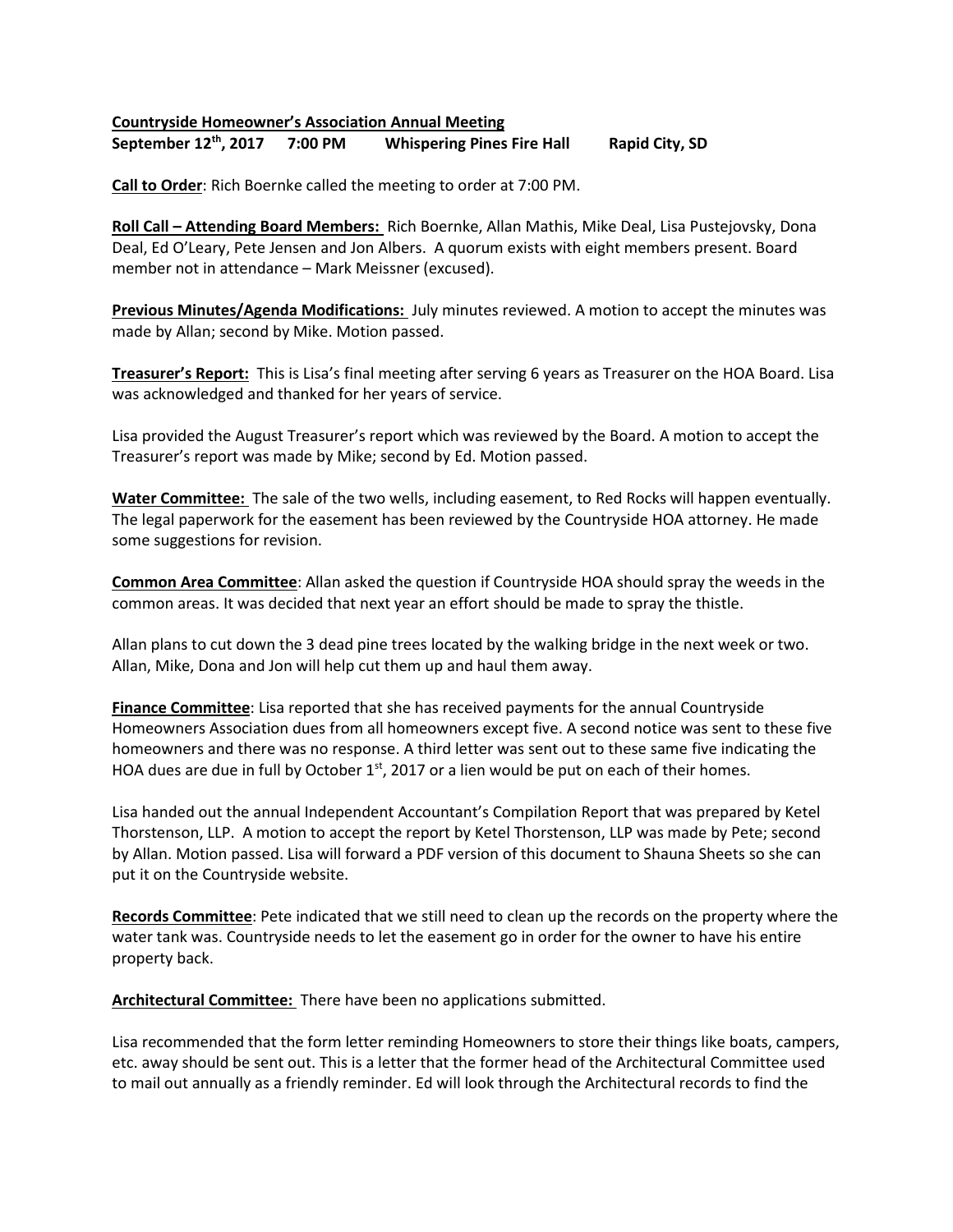**Countryside Homeowner's Association Annual Meeting**
**September 12th, 2017 7:00 PM Whispering Pines Fire Hall Rapid City, SD**

**Call to Order**: Rich Boernke called the meeting to order at 7:00 PM.

**Roll Call – Attending Board Members:** Rich Boernke, Allan Mathis, Mike Deal, Lisa Pustejovsky, Dona Deal, Ed O'Leary, Pete Jensen and Jon Albers. A quorum exists with eight members present. Board member not in attendance – Mark Meissner (excused).

**Previous Minutes/Agenda Modifications:** July minutes reviewed. A motion to accept the minutes was made by Allan; second by Mike. Motion passed.

**Treasurer's Report:** This is Lisa's final meeting after serving 6 years as Treasurer on the HOA Board. Lisa was acknowledged and thanked for her years of service.

Lisa provided the August Treasurer's report which was reviewed by the Board. A motion to accept the Treasurer's report was made by Mike; second by Ed. Motion passed.

**Water Committee:** The sale of the two wells, including easement, to Red Rocks will happen eventually. The legal paperwork for the easement has been reviewed by the Countryside HOA attorney. He made some suggestions for revision.

**Common Area Committee**: Allan asked the question if Countryside HOA should spray the weeds in the common areas. It was decided that next year an effort should be made to spray the thistle.

Allan plans to cut down the 3 dead pine trees located by the walking bridge in the next week or two. Allan, Mike, Dona and Jon will help cut them up and haul them away.

**Finance Committee**: Lisa reported that she has received payments for the annual Countryside Homeowners Association dues from all homeowners except five. A second notice was sent to these five homeowners and there was no response. A third letter was sent out to these same five indicating the HOA dues are due in full by October 1st, 2017 or a lien would be put on each of their homes.

Lisa handed out the annual Independent Accountant's Compilation Report that was prepared by Ketel Thorstenson, LLP. A motion to accept the report by Ketel Thorstenson, LLP was made by Pete; second by Allan. Motion passed. Lisa will forward a PDF version of this document to Shauna Sheets so she can put it on the Countryside website.

**Records Committee**: Pete indicated that we still need to clean up the records on the property where the water tank was. Countryside needs to let the easement go in order for the owner to have his entire property back.

**Architectural Committee:** There have been no applications submitted.

Lisa recommended that the form letter reminding Homeowners to store their things like boats, campers, etc. away should be sent out. This is a letter that the former head of the Architectural Committee used to mail out annually as a friendly reminder. Ed will look through the Architectural records to find the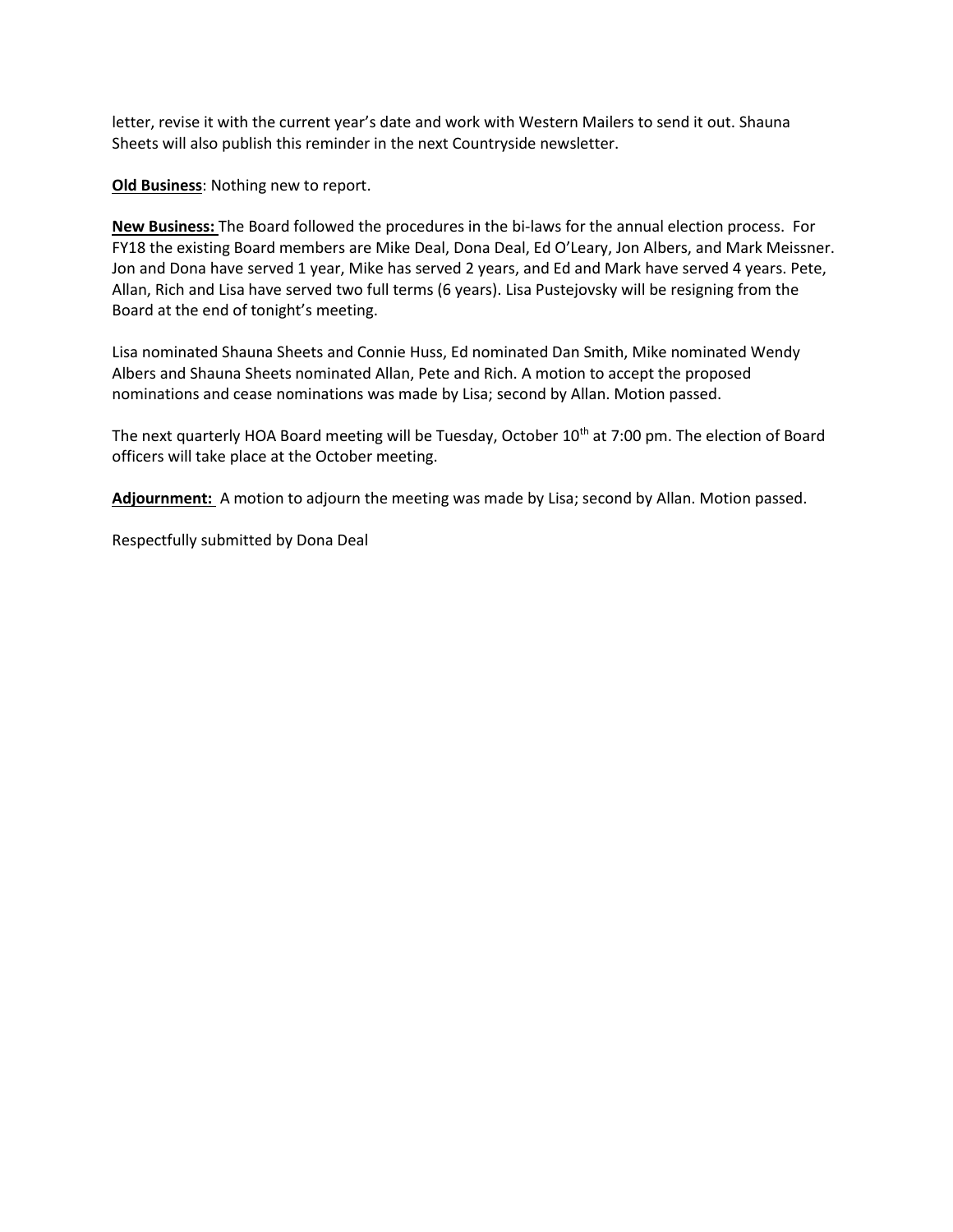letter, revise it with the current year's date and work with Western Mailers to send it out. Shauna Sheets will also publish this reminder in the next Countryside newsletter.

**Old Business**: Nothing new to report.

**New Business:** The Board followed the procedures in the bi-laws for the annual election process. For FY18 the existing Board members are Mike Deal, Dona Deal, Ed O'Leary, Jon Albers, and Mark Meissner. Jon and Dona have served 1 year, Mike has served 2 years, and Ed and Mark have served 4 years. Pete, Allan, Rich and Lisa have served two full terms (6 years). Lisa Pustejovsky will be resigning from the Board at the end of tonight's meeting.

Lisa nominated Shauna Sheets and Connie Huss, Ed nominated Dan Smith, Mike nominated Wendy Albers and Shauna Sheets nominated Allan, Pete and Rich. A motion to accept the proposed nominations and cease nominations was made by Lisa; second by Allan. Motion passed.

The next quarterly HOA Board meeting will be Tuesday, October 10th at 7:00 pm. The election of Board officers will take place at the October meeting.

**Adjournment:** A motion to adjourn the meeting was made by Lisa; second by Allan. Motion passed.

Respectfully submitted by Dona Deal